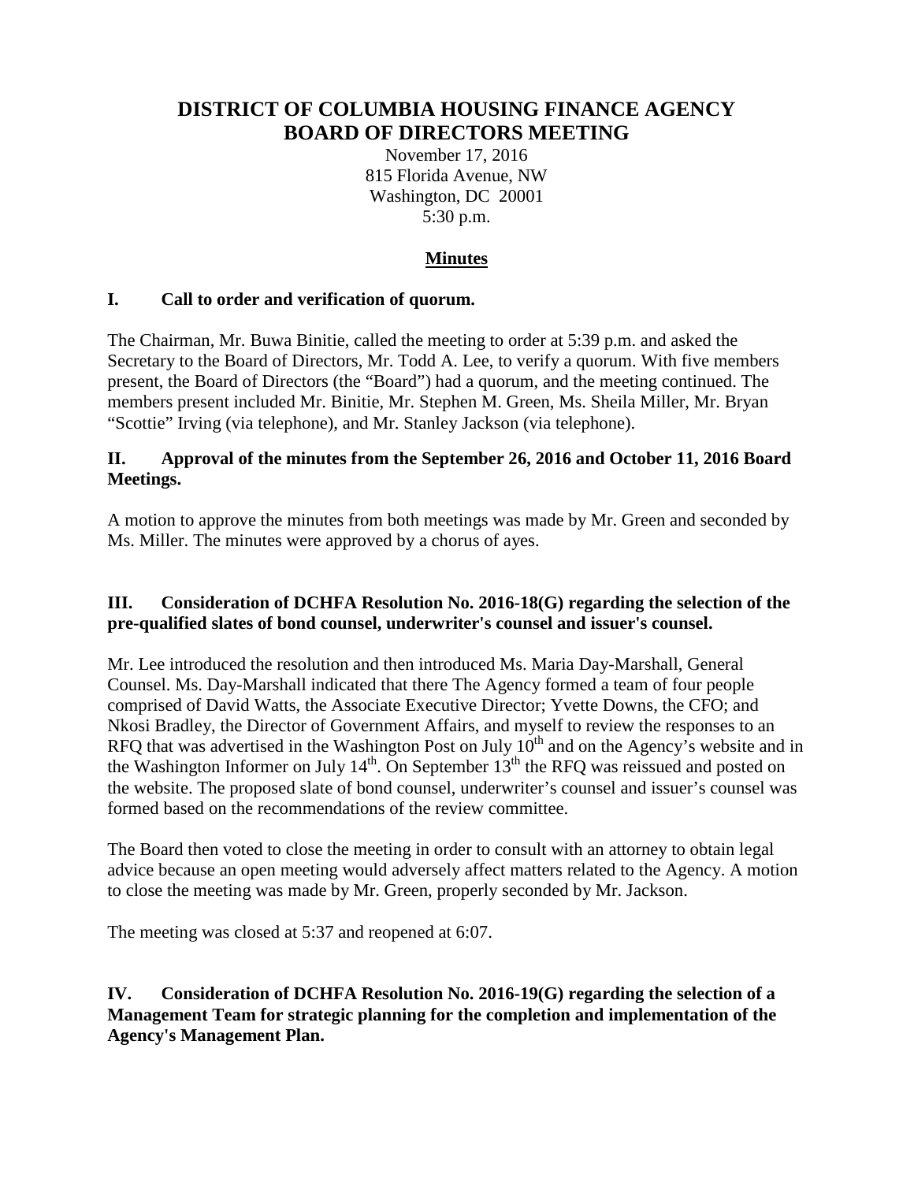# DISTRICT OF COLUMBIA HOUSING FINANCE AGENCY
# BOARD OF DIRECTORS MEETING

November 17, 2016
815 Florida Avenue, NW
Washington, DC 20001
5:30 p.m.

## Minutes

### I. Call to order and verification of quorum.

The Chairman, Mr. Buwa Binitie, called the meeting to order at 5:39 p.m. and asked the Secretary to the Board of Directors, Mr. Todd A. Lee, to verify a quorum. With five members present, the Board of Directors (the "Board") had a quorum, and the meeting continued. The members present included Mr. Binitie, Mr. Stephen M. Green, Ms. Sheila Miller, Mr. Bryan "Scottie" Irving (via telephone), and Mr. Stanley Jackson (via telephone).

### II. Approval of the minutes from the September 26, 2016 and October 11, 2016 Board Meetings.

A motion to approve the minutes from both meetings was made by Mr. Green and seconded by Ms. Miller. The minutes were approved by a chorus of ayes.

### III. Consideration of DCHFA Resolution No. 2016-18(G) regarding the selection of the pre-qualified slates of bond counsel, underwriter's counsel and issuer's counsel.

Mr. Lee introduced the resolution and then introduced Ms. Maria Day-Marshall, General Counsel. Ms. Day-Marshall indicated that there The Agency formed a team of four people comprised of David Watts, the Associate Executive Director; Yvette Downs, the CFO; and Nkosi Bradley, the Director of Government Affairs, and myself to review the responses to an RFQ that was advertised in the Washington Post on July 10th and on the Agency's website and in the Washington Informer on July 14th. On September 13th the RFQ was reissued and posted on the website. The proposed slate of bond counsel, underwriter's counsel and issuer's counsel was formed based on the recommendations of the review committee.

The Board then voted to close the meeting in order to consult with an attorney to obtain legal advice because an open meeting would adversely affect matters related to the Agency. A motion to close the meeting was made by Mr. Green, properly seconded by Mr. Jackson.

The meeting was closed at 5:37 and reopened at 6:07.

### IV. Consideration of DCHFA Resolution No. 2016-19(G) regarding the selection of a Management Team for strategic planning for the completion and implementation of the Agency's Management Plan.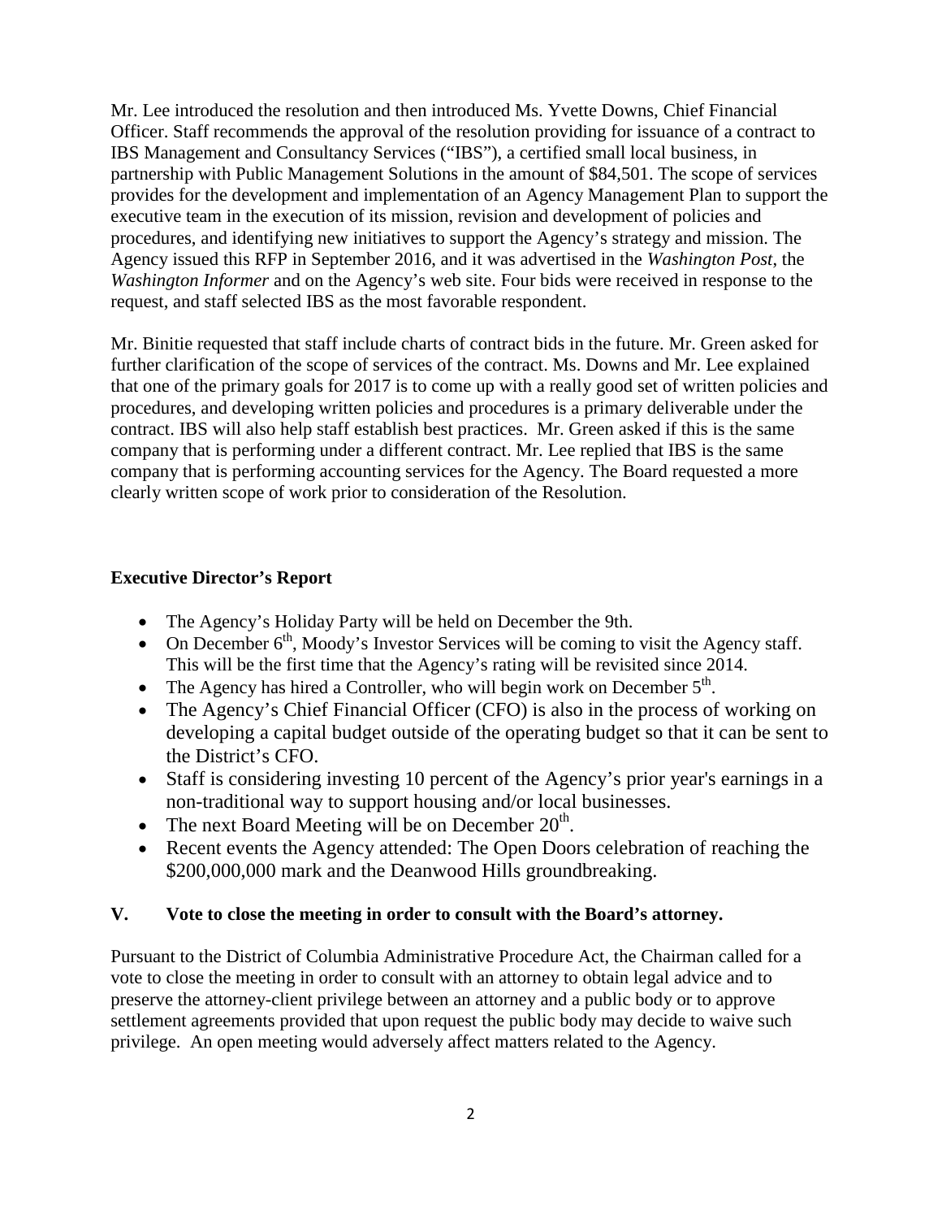Mr. Lee introduced the resolution and then introduced Ms. Yvette Downs, Chief Financial Officer. Staff recommends the approval of the resolution providing for issuance of a contract to IBS Management and Consultancy Services ("IBS"), a certified small local business, in partnership with Public Management Solutions in the amount of $84,501. The scope of services provides for the development and implementation of an Agency Management Plan to support the executive team in the execution of its mission, revision and development of policies and procedures, and identifying new initiatives to support the Agency's strategy and mission. The Agency issued this RFP in September 2016, and it was advertised in the *Washington Post*, the *Washington Informer* and on the Agency's web site. Four bids were received in response to the request, and staff selected IBS as the most favorable respondent.

Mr. Binitie requested that staff include charts of contract bids in the future. Mr. Green asked for further clarification of the scope of services of the contract. Ms. Downs and Mr. Lee explained that one of the primary goals for 2017 is to come up with a really good set of written policies and procedures, and developing written policies and procedures is a primary deliverable under the contract. IBS will also help staff establish best practices. Mr. Green asked if this is the same company that is performing under a different contract. Mr. Lee replied that IBS is the same company that is performing accounting services for the Agency. The Board requested a more clearly written scope of work prior to consideration of the Resolution.

**Executive Director's Report**

- The Agency's Holiday Party will be held on December the 9th.
- On December 6th, Moody's Investor Services will be coming to visit the Agency staff. This will be the first time that the Agency's rating will be revisited since 2014.
- The Agency has hired a Controller, who will begin work on December 5th.
- The Agency's Chief Financial Officer (CFO) is also in the process of working on developing a capital budget outside of the operating budget so that it can be sent to the District's CFO.
- Staff is considering investing 10 percent of the Agency's prior year's earnings in a non-traditional way to support housing and/or local businesses.
- The next Board Meeting will be on December 20th.
- Recent events the Agency attended: The Open Doors celebration of reaching the $200,000,000 mark and the Deanwood Hills groundbreaking.

## V. Vote to close the meeting in order to consult with the Board's attorney.

Pursuant to the District of Columbia Administrative Procedure Act, the Chairman called for a vote to close the meeting in order to consult with an attorney to obtain legal advice and to preserve the attorney-client privilege between an attorney and a public body or to approve settlement agreements provided that upon request the public body may decide to waive such privilege. An open meeting would adversely affect matters related to the Agency.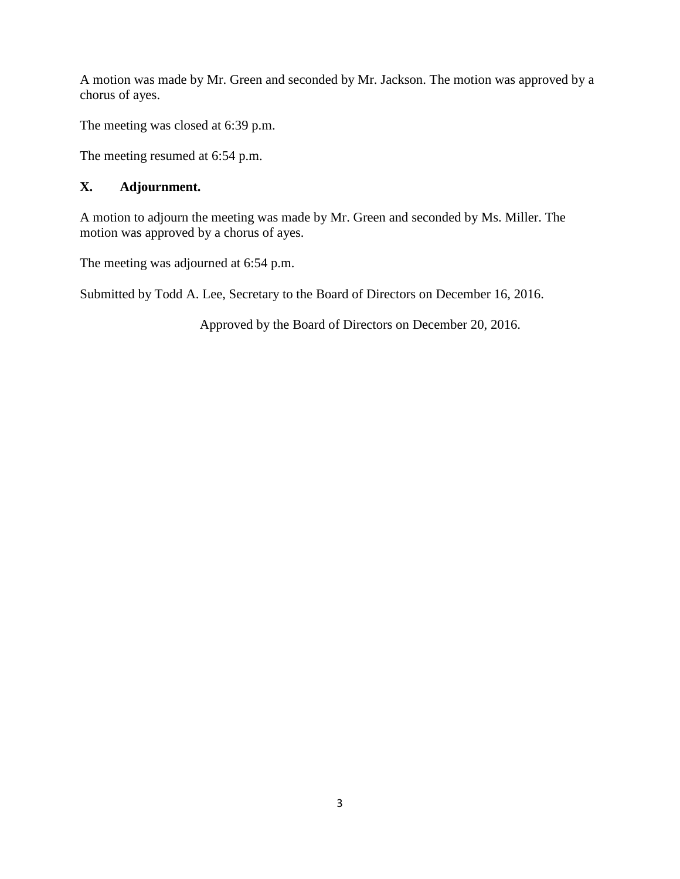A motion was made by Mr. Green and seconded by Mr. Jackson. The motion was approved by a chorus of ayes.

The meeting was closed at 6:39 p.m.

The meeting resumed at 6:54 p.m.

## X. Adjournment.

A motion to adjourn the meeting was made by Mr. Green and seconded by Ms. Miller. The motion was approved by a chorus of ayes.

The meeting was adjourned at 6:54 p.m.

Submitted by Todd A. Lee, Secretary to the Board of Directors on December 16, 2016.

Approved by the Board of Directors on December 20, 2016.